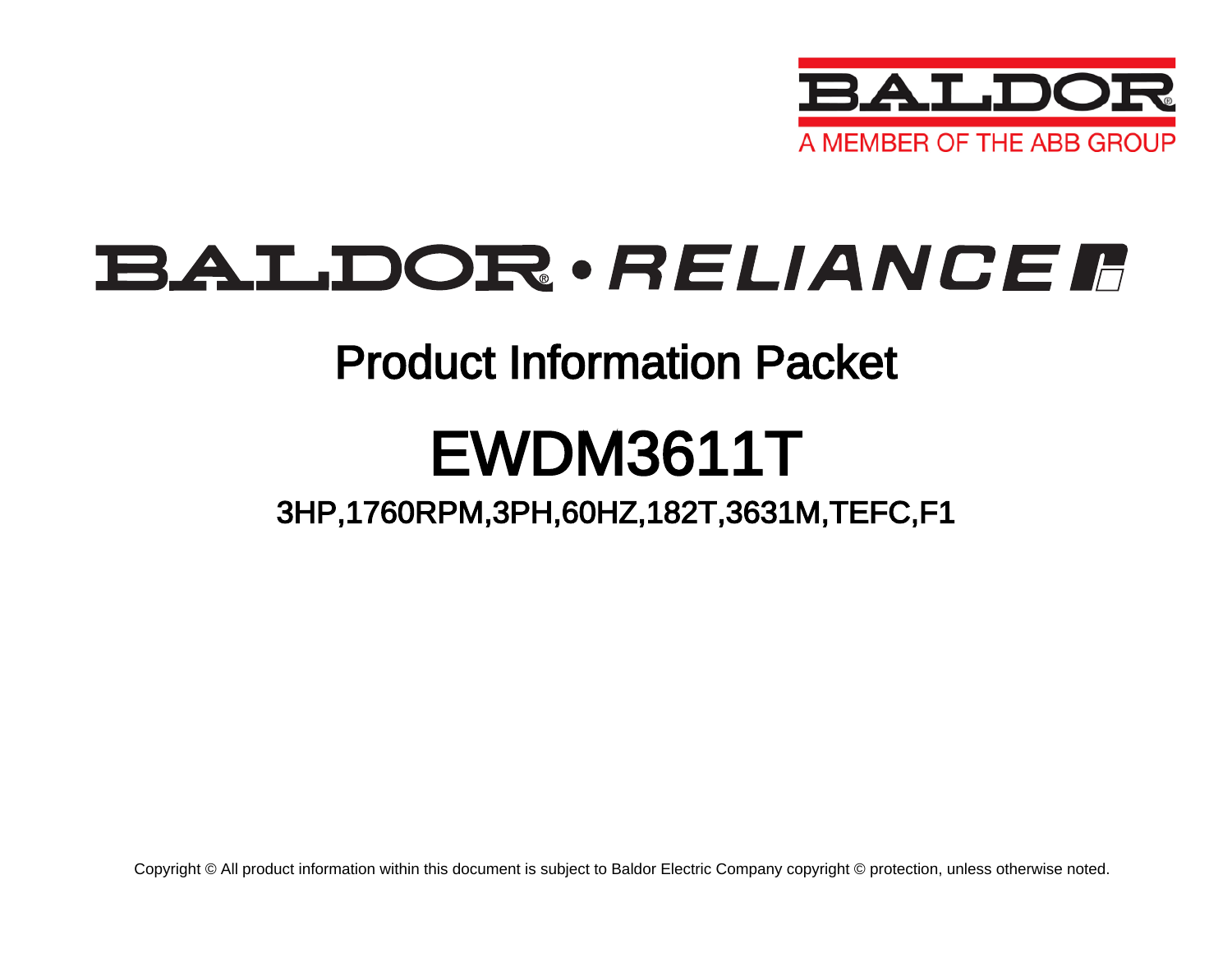BALDOR®

A MEMBER OF THE ABB GROUP

BALDOR® • RELIANCE

# Product Information Packet

# EWDM3611T

## 3HP,1760RPM,3PH,60HZ,182T,3631M,TEFC,F1

Copyright © All product information within this document is subject to Baldor Electric Company copyright © protection, unless otherwise noted.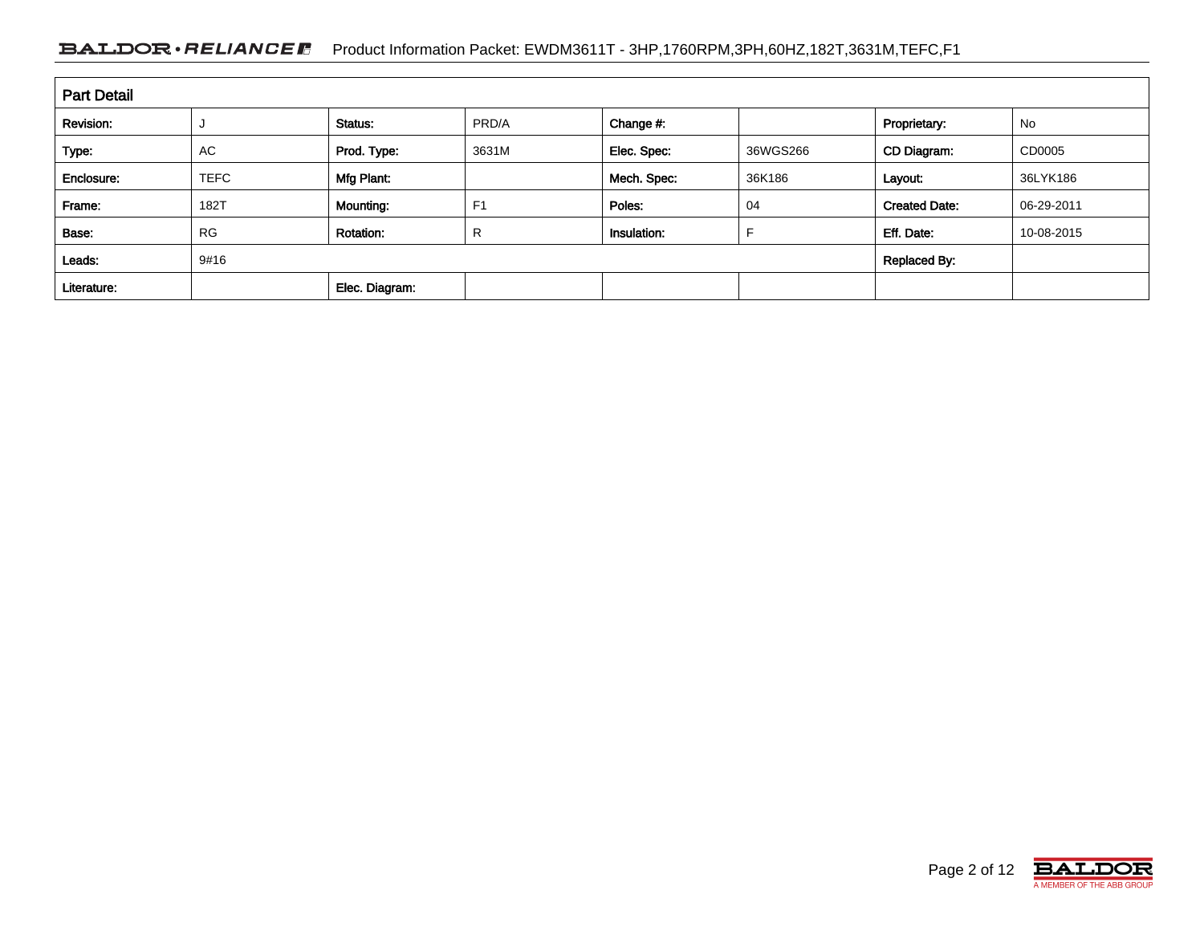## Part Detail

| Revision: | J | Status: | PRD/A | Change #: | | Proprietary: | No |
|---|---|---|---|---|---|---|---|
| Type: | AC | Prod. Type: | 3631M | Elec. Spec: | 36WGS266 | CD Diagram: | CD0005 |
| Enclosure: | TEFC | Mfg Plant: | | Mech. Spec: | 36K186 | Layout: | 36LYK186 |
| Frame: | 182T | Mounting: | F1 | Poles: | 04 | Created Date: | 06-29-2011 |
| Base: | RG | Rotation: | R | Insulation: | F | Eff. Date: | 10-08-2015 |
| Leads: | 9#16 | | | | | Replaced By: | |
| Literature: | | Elec. Diagram: | | | | | |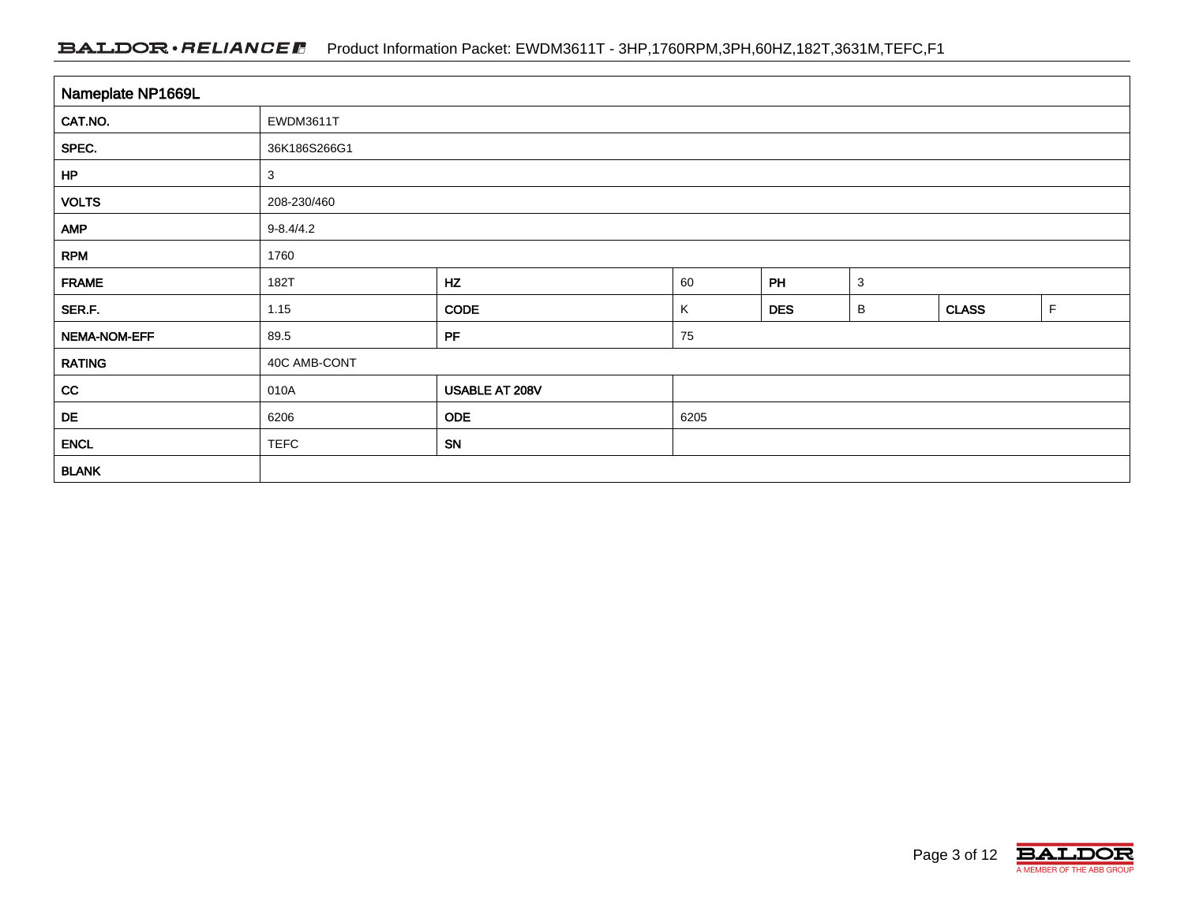| Nameplate NP1669L | | | | | | | |
|---|---|---|---|---|---|---|---|
| CAT.NO. | EWDM3611T | | | | | | |
| SPEC. | 36K186S266G1 | | | | | | |
| HP | 3 | | | | | | |
| VOLTS | 208-230/460 | | | | | | |
| AMP | 9-8.4/4.2 | | | | | | |
| RPM | 1760 | | | | | | |
| FRAME | 182T | HZ | 60 | PH | 3 | | |
| SER.F. | 1.15 | CODE | K | DES | B | CLASS | F |
| NEMA-NOM-EFF | 89.5 | PF | 75 | | | | |
| RATING | 40C AMB-CONT | | | | | | |
| CC | 010A | USABLE AT 208V | | | | | |
| DE | 6206 | ODE | 6205 | | | | |
| ENCL | TEFC | SN | | | | | |
| BLANK | | | | | | | |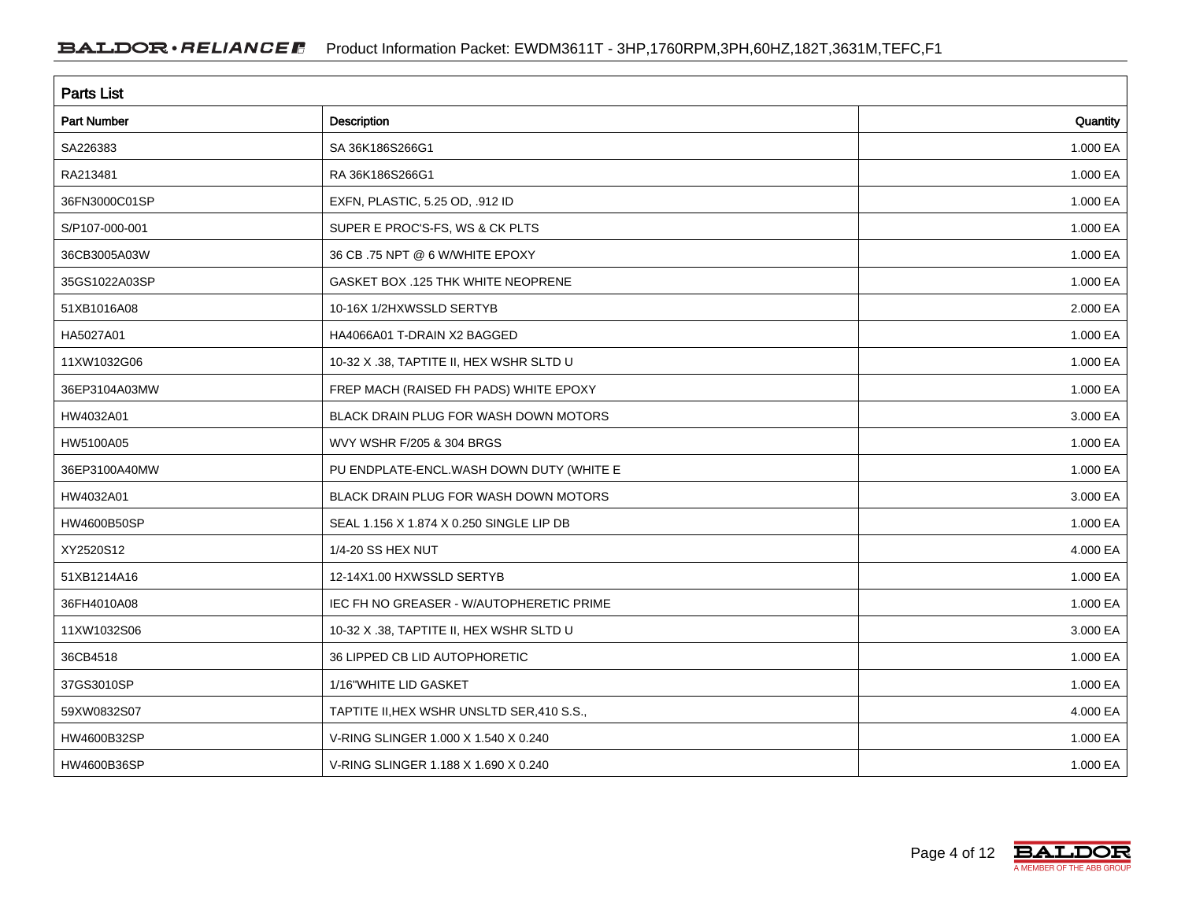| Parts List | | |
|---|---|---|
| **Part Number** | **Description** | **Quantity** |
| SA226383 | SA 36K186S266G1 | 1.000 EA |
| RA213481 | RA 36K186S266G1 | 1.000 EA |
| 36FN3000C01SP | EXFN, PLASTIC, 5.25 OD, .912 ID | 1.000 EA |
| S/P107-000-001 | SUPER E PROC'S-FS, WS & CK PLTS | 1.000 EA |
| 36CB3005A03W | 36 CB .75 NPT @ 6 W/WHITE EPOXY | 1.000 EA |
| 35GS1022A03SP | GASKET BOX .125 THK WHITE NEOPRENE | 1.000 EA |
| 51XB1016A08 | 10-16X 1/2HXWSSLD SERTYB | 2.000 EA |
| HA5027A01 | HA4066A01 T-DRAIN X2 BAGGED | 1.000 EA |
| 11XW1032G06 | 10-32 X .38, TAPTITE II, HEX WSHR SLTD U | 1.000 EA |
| 36EP3104A03MW | FREP MACH (RAISED FH PADS) WHITE EPOXY | 1.000 EA |
| HW4032A01 | BLACK DRAIN PLUG FOR WASH DOWN MOTORS | 3.000 EA |
| HW5100A05 | WVY WSHR F/205 & 304 BRGS | 1.000 EA |
| 36EP3100A40MW | PU ENDPLATE-ENCL.WASH DOWN DUTY (WHITE E | 1.000 EA |
| HW4032A01 | BLACK DRAIN PLUG FOR WASH DOWN MOTORS | 3.000 EA |
| HW4600B50SP | SEAL 1.156 X 1.874 X 0.250 SINGLE LIP DB | 1.000 EA |
| XY2520S12 | 1/4-20 SS HEX NUT | 4.000 EA |
| 51XB1214A16 | 12-14X1.00 HXWSSLD SERTYB | 1.000 EA |
| 36FH4010A08 | IEC FH NO GREASER - W/AUTOPHERETIC PRIME | 1.000 EA |
| 11XW1032S06 | 10-32 X .38, TAPTITE II, HEX WSHR SLTD U | 3.000 EA |
| 36CB4518 | 36 LIPPED CB LID AUTOPHORETIC | 1.000 EA |
| 37GS3010SP | 1/16"WHITE LID GASKET | 1.000 EA |
| 59XW0832S07 | TAPTITE II,HEX WSHR UNSLTD SER,410 S.S., | 4.000 EA |
| HW4600B32SP | V-RING SLINGER 1.000 X 1.540 X 0.240 | 1.000 EA |
| HW4600B36SP | V-RING SLINGER 1.188 X 1.690 X 0.240 | 1.000 EA |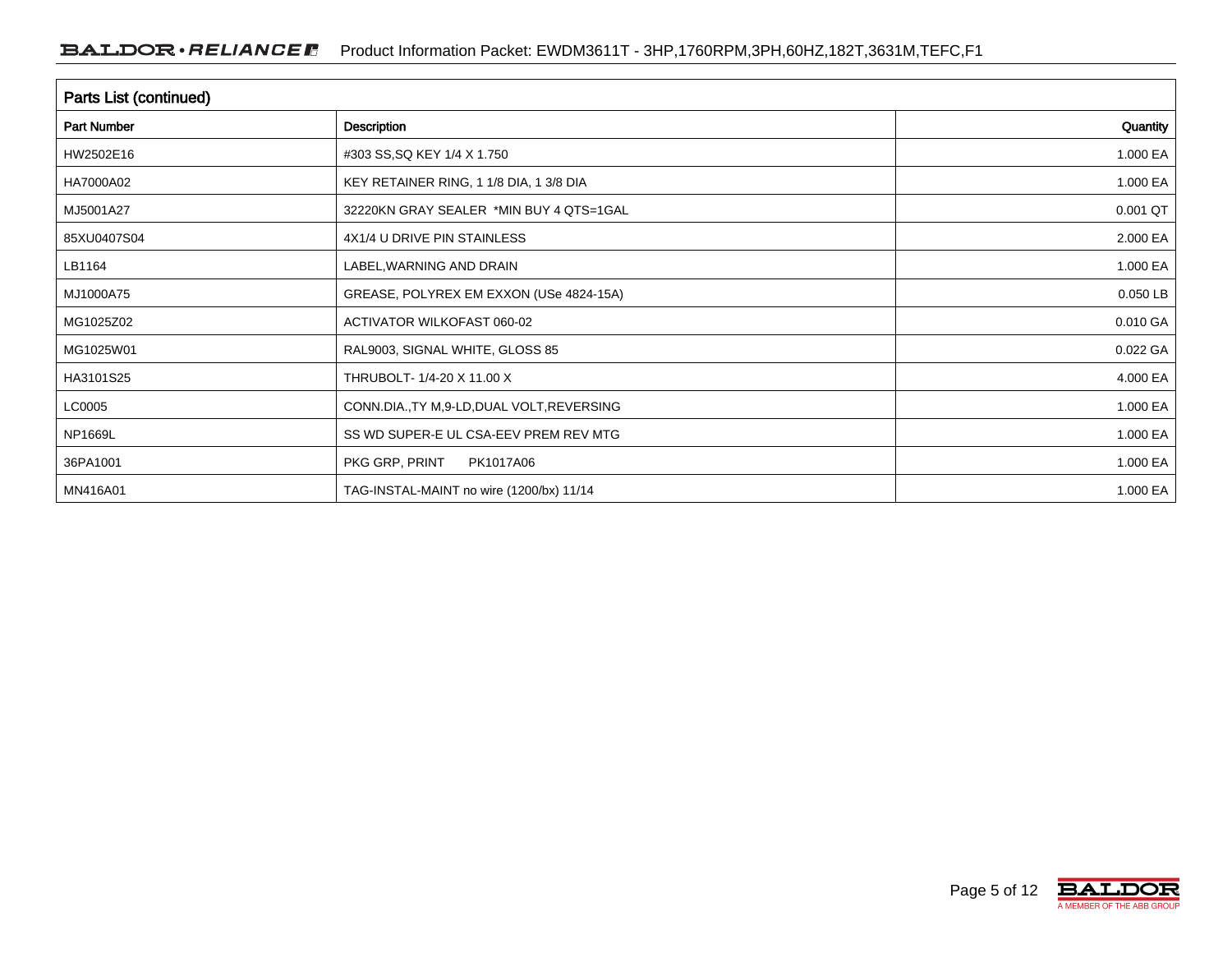## Parts List (continued)

| Part Number | Description | Quantity |
|---|---|---|
| HW2502E16 | #303 SS,SQ KEY 1/4 X 1.750 | 1.000 EA |
| HA7000A02 | KEY RETAINER RING, 1 1/8 DIA, 1 3/8 DIA | 1.000 EA |
| MJ5001A27 | 32220KN GRAY SEALER *MIN BUY 4 QTS=1GAL | 0.001 QT |
| 85XU0407S04 | 4X1/4 U DRIVE PIN STAINLESS | 2.000 EA |
| LB1164 | LABEL,WARNING AND DRAIN | 1.000 EA |
| MJ1000A75 | GREASE, POLYREX EM EXXON (USe 4824-15A) | 0.050 LB |
| MG1025Z02 | ACTIVATOR WILKOFAST 060-02 | 0.010 GA |
| MG1025W01 | RAL9003, SIGNAL WHITE, GLOSS 85 | 0.022 GA |
| HA3101S25 | THRUBOLT- 1/4-20 X 11.00 X | 4.000 EA |
| LC0005 | CONN.DIA.,TY M,9-LD,DUAL VOLT,REVERSING | 1.000 EA |
| NP1669L | SS WD SUPER-E UL CSA-EEV PREM REV MTG | 1.000 EA |
| 36PA1001 | PKG GRP, PRINT PK1017A06 | 1.000 EA |
| MN416A01 | TAG-INSTAL-MAINT no wire (1200/bx) 11/14 | 1.000 EA |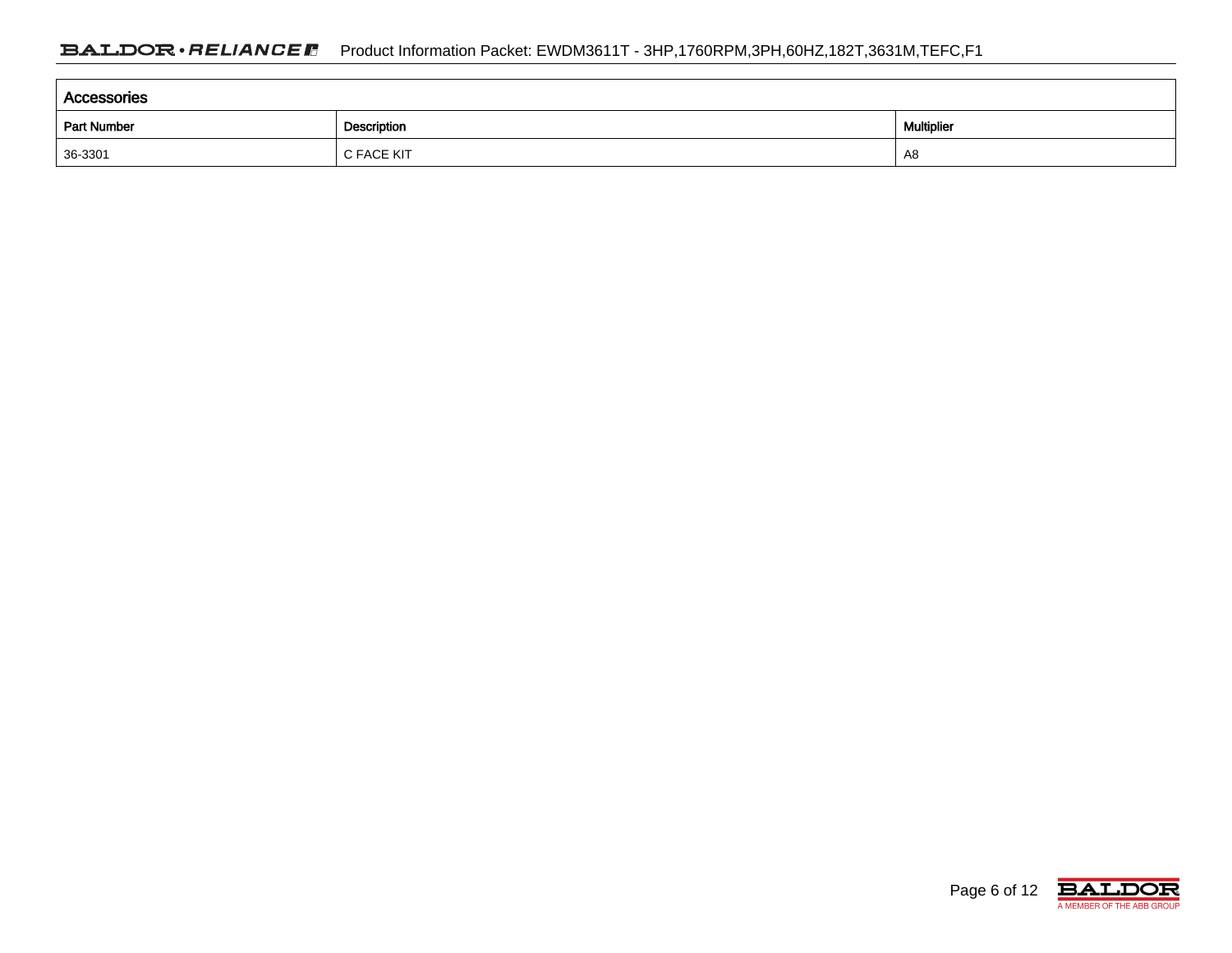| Accessories | | |
|---|---|---|
| Part Number | Description | Multiplier |
| 36-3301 | C FACE KIT | A8 |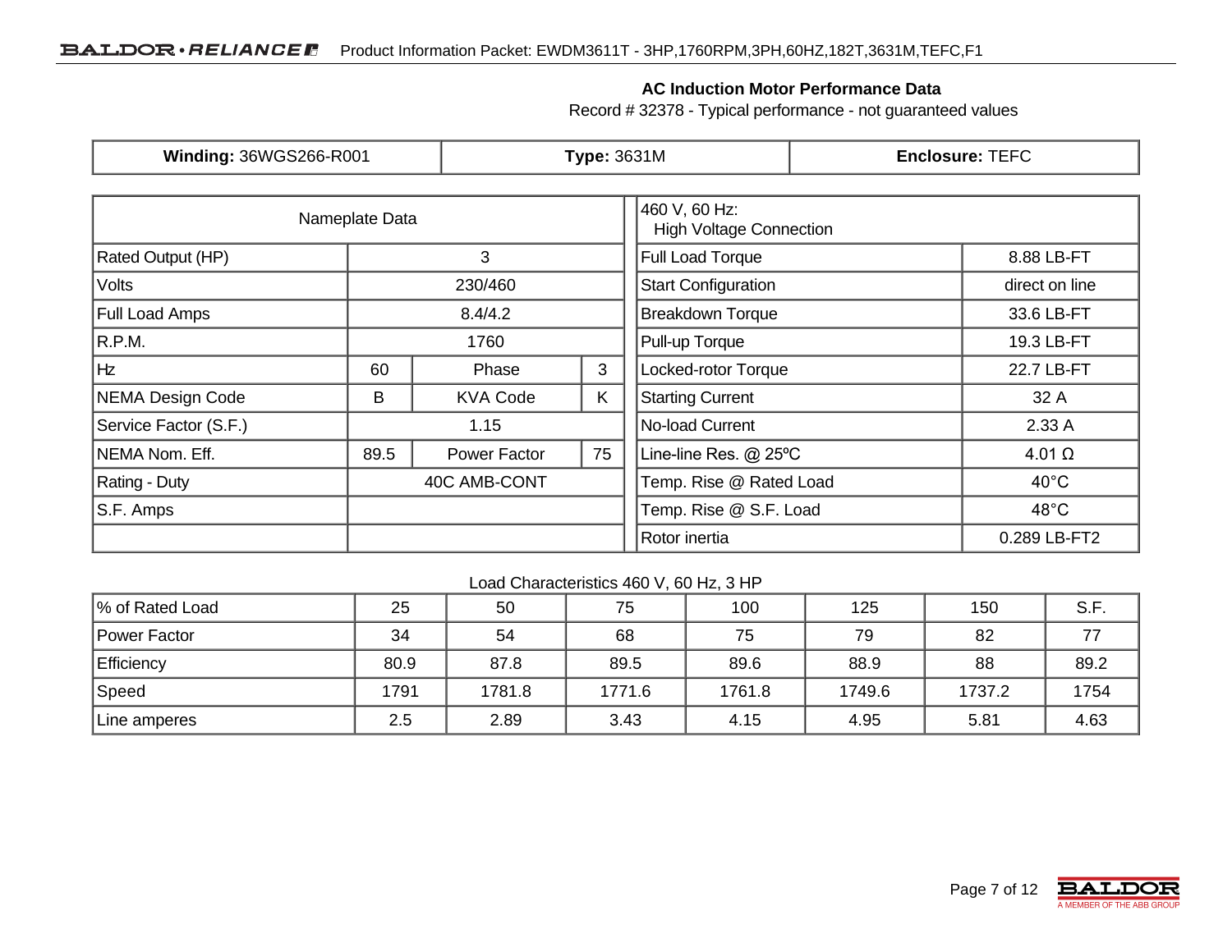## AC Induction Motor Performance Data

Record # 32378 - Typical performance - not guaranteed values

| **Winding:** 36WGS266-R001 | **Type:** 3631M | **Enclosure:** TEFC |
|---|---|---|

| Nameplate Data | | | |
|---|---|---|---|
| Rated Output (HP) | 3 | | |
| Volts | 230/460 | | |
| Full Load Amps | 8.4/4.2 | | |
| R.P.M. | 1760 | | |
| Hz | 60 | Phase | 3 |
| NEMA Design Code | B | KVA Code | K |
| Service Factor (S.F.) | 1.15 | | |
| NEMA Nom. Eff. | 89.5 | Power Factor | 75 |
| Rating - Duty | 40C AMB-CONT | | |
| S.F. Amps | | | |
| | | | |

| 460 V, 60 Hz: High Voltage Connection | |
|---|---|
| Full Load Torque | 8.88 LB-FT |
| Start Configuration | direct on line |
| Breakdown Torque | 33.6 LB-FT |
| Pull-up Torque | 19.3 LB-FT |
| Locked-rotor Torque | 22.7 LB-FT |
| Starting Current | 32 A |
| No-load Current | 2.33 A |
| Line-line Res. @ 25ºC | 4.01 Ω |
| Temp. Rise @ Rated Load | 40°C |
| Temp. Rise @ S.F. Load | 48°C |
| Rotor inertia | 0.289 LB-FT2 |

Load Characteristics 460 V, 60 Hz, 3 HP

| % of Rated Load | 25 | 50 | 75 | 100 | 125 | 150 | S.F. |
|---|---|---|---|---|---|---|---|
| Power Factor | 34 | 54 | 68 | 75 | 79 | 82 | 77 |
| Efficiency | 80.9 | 87.8 | 89.5 | 89.6 | 88.9 | 88 | 89.2 |
| Speed | 1791 | 1781.8 | 1771.6 | 1761.8 | 1749.6 | 1737.2 | 1754 |
| Line amperes | 2.5 | 2.89 | 3.43 | 4.15 | 4.95 | 5.81 | 4.63 |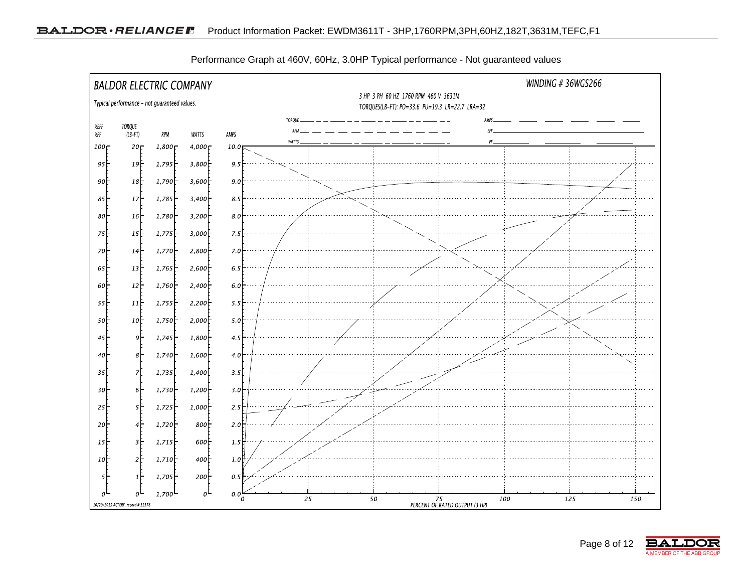Performance Graph at 460V, 60Hz, 3.0HP Typical performance - Not guaranteed values

BALDOR ELECTRIC COMPANY

Typical performance - not guaranteed values.

WINDING # 36WGS266

3 HP 3 PH 60 HZ 1760 RPM 460 V 3631M

TORQUES(LB-FT): PO=33.6 PU=19.3 LR=22.7 LRA=32

Legend: TORQUE, RPM, WATTS, AMPS, EFF, PF

| %EFF %PF | TORQUE (LB-FT) | RPM | WATTS | AMPS |
|---|---|---|---|---|
| 100 | 20 | 1,800 | 4,000 | 10.0 |
| 95 | 19 | 1,795 | 3,800 | 9.5 |
| 90 | 18 | 1,790 | 3,600 | 9.0 |
| 85 | 17 | 1,785 | 3,400 | 8.5 |
| 80 | 16 | 1,780 | 3,200 | 8.0 |
| 75 | 15 | 1,775 | 3,000 | 7.5 |
| 70 | 14 | 1,770 | 2,800 | 7.0 |
| 65 | 13 | 1,765 | 2,600 | 6.5 |
| 60 | 12 | 1,760 | 2,400 | 6.0 |
| 55 | 11 | 1,755 | 2,200 | 5.5 |
| 50 | 10 | 1,750 | 2,000 | 5.0 |
| 45 | 9 | 1,745 | 1,800 | 4.5 |
| 40 | 8 | 1,740 | 1,600 | 4.0 |
| 35 | 7 | 1,735 | 1,400 | 3.5 |
| 30 | 6 | 1,730 | 1,200 | 3.0 |
| 25 | 5 | 1,725 | 1,000 | 2.5 |
| 20 | 4 | 1,720 | 800 | 2.0 |
| 15 | 3 | 1,715 | 600 | 1.5 |
| 10 | 2 | 1,710 | 400 | 1.0 |
| 5 | 1 | 1,705 | 200 | 0.5 |
| 0 | 0 | 1,700 | 0 | 0.0 |

X-axis: 0, 25, 50, 75, 100, 125, 150 — PERCENT OF RATED OUTPUT (3 HP)

10/20/2015 ACPERF, record # 32378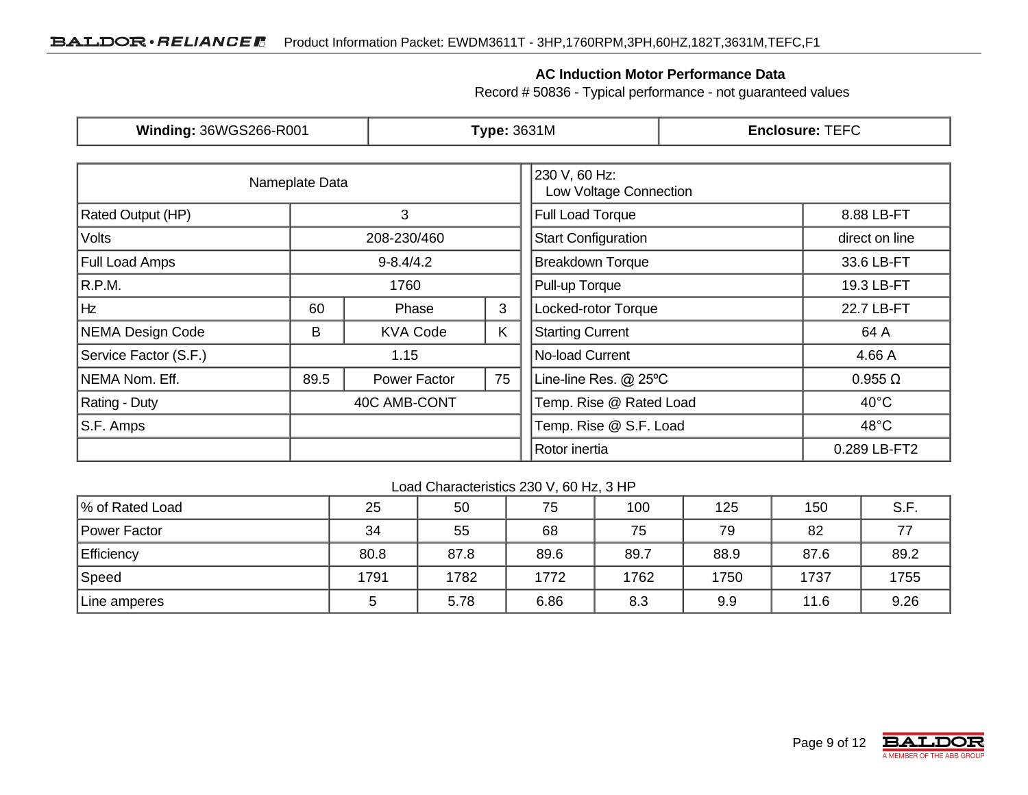## AC Induction Motor Performance Data

Record # 50836 - Typical performance - not guaranteed values

| **Winding:** 36WGS266-R001 | **Type:** 3631M | **Enclosure:** TEFC |
|---|---|---|

| Nameplate Data | | | | | 230 V, 60 Hz: Low Voltage Connection | |
|---|---|---|---|---|---|---|
| Rated Output (HP) | 3 | | | | Full Load Torque | 8.88 LB-FT |
| Volts | 208-230/460 | | | | Start Configuration | direct on line |
| Full Load Amps | 9-8.4/4.2 | | | | Breakdown Torque | 33.6 LB-FT |
| R.P.M. | 1760 | | | | Pull-up Torque | 19.3 LB-FT |
| Hz | 60 | Phase | 3 | | Locked-rotor Torque | 22.7 LB-FT |
| NEMA Design Code | B | KVA Code | K | | Starting Current | 64 A |
| Service Factor (S.F.) | 1.15 | | | | No-load Current | 4.66 A |
| NEMA Nom. Eff. | 89.5 | Power Factor | 75 | | Line-line Res. @ 25ºC | 0.955 Ω |
| Rating - Duty | 40C AMB-CONT | | | | Temp. Rise @ Rated Load | 40°C |
| S.F. Amps | | | | | Temp. Rise @ S.F. Load | 48°C |
| | | | | | Rotor inertia | 0.289 LB-FT2 |

Load Characteristics 230 V, 60 Hz, 3 HP

| % of Rated Load | 25 | 50 | 75 | 100 | 125 | 150 | S.F. |
|---|---|---|---|---|---|---|---|
| Power Factor | 34 | 55 | 68 | 75 | 79 | 82 | 77 |
| Efficiency | 80.8 | 87.8 | 89.6 | 89.7 | 88.9 | 87.6 | 89.2 |
| Speed | 1791 | 1782 | 1772 | 1762 | 1750 | 1737 | 1755 |
| Line amperes | 5 | 5.78 | 6.86 | 8.3 | 9.9 | 11.6 | 9.26 |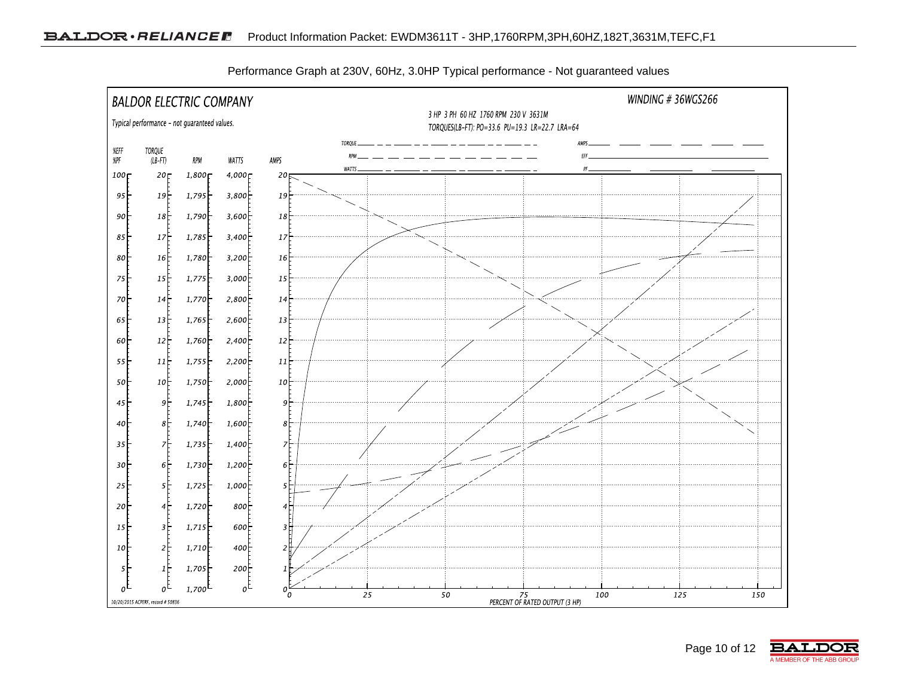Performance Graph at 230V, 60Hz, 3.0HP Typical performance - Not guaranteed values

BALDOR ELECTRIC COMPANY

Typical performance - not guaranteed values.

WINDING # 36WGS266

3 HP 3 PH 60 HZ 1760 RPM 230 V 3631M

TORQUES(LB-FT): PO=33.6 PU=19.3 LR=22.7 LRA=64

TORQUE, RPM, WATTS, AMPS, EFF, PF

%EFF %PF | TORQUE (LB-FT) | RPM | WATTS | AMPS

PERCENT OF RATED OUTPUT (3 HP)

10/20/2015 ACPERF, record # 50836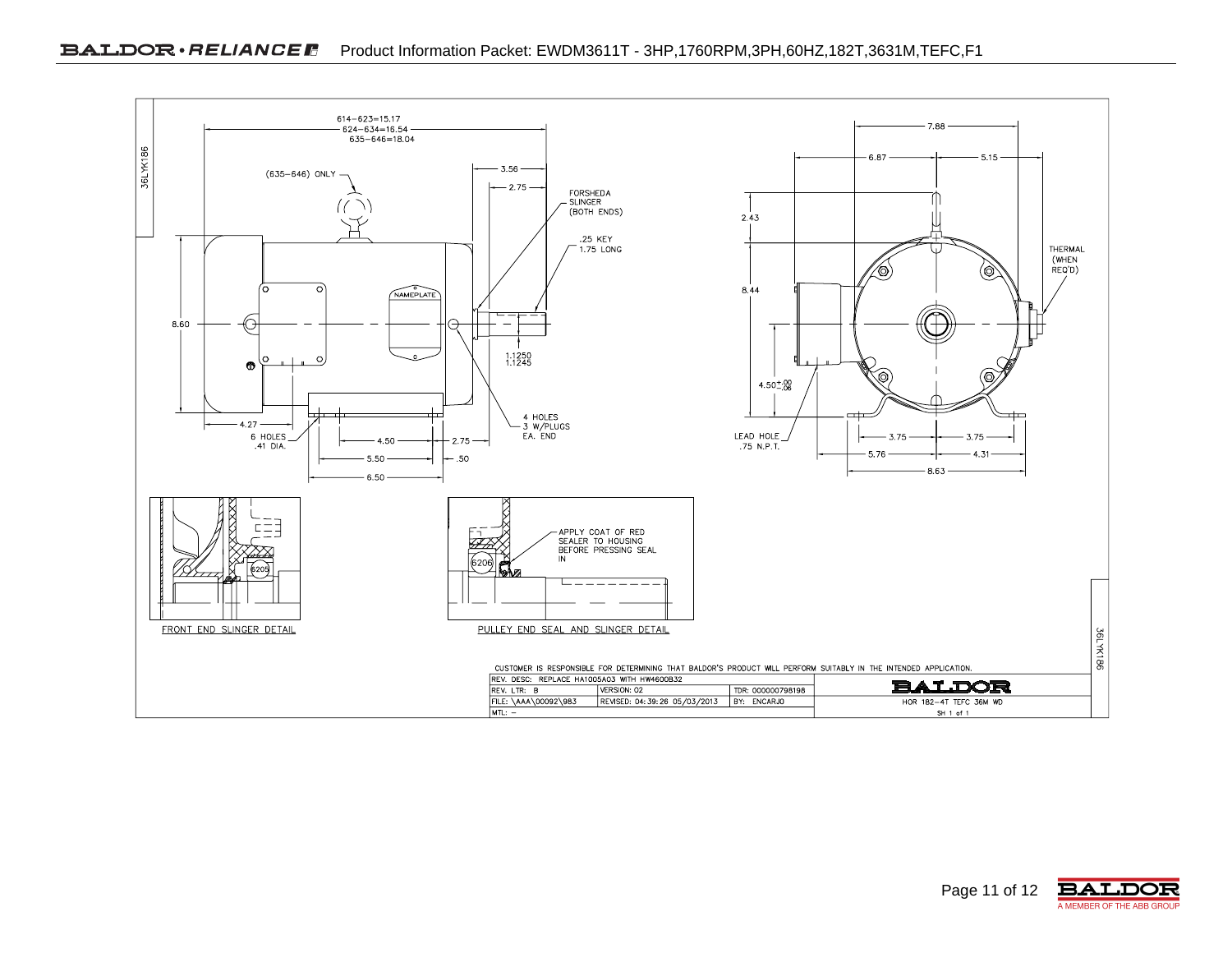# Product Information Packet: EWDM3611T - 3HP,1760RPM,3PH,60HZ,182T,3631M,TEFC,F1

36LYK186

614–623=15.17
624–634=16.54
635–646=18.04

(635–646) ONLY

3.56
2.75

FORSHEDA SLINGER (BOTH ENDS)

.25 KEY 1.75 LONG

NAMEPLATE

8.60

1.1250
1.1245

4.27

6 HOLES .41 DIA.

4.50

2.75

5.50

.50

6.50

4 HOLES 3 W/PLUGS EA. END

7.88
6.87
5.15

2.43

8.44

THERMAL (WHEN REQ'D)

4.50 +.00 / −.06

LEAD HOLE .75 N.P.T.

3.75
3.75
5.76
4.31
8.63

6205

FRONT END SLINGER DETAIL

APPLY COAT OF RED SEALER TO HOUSING BEFORE PRESSING SEAL IN

6206

PULLEY END SEAL AND SLINGER DETAIL

CUSTOMER IS RESPONSIBLE FOR DETERMINING THAT BALDOR'S PRODUCT WILL PERFORM SUITABLY IN THE INTENDED APPLICATION.

| REV. DESC: REPLACE HA1005A03 WITH HW4600B32 | | | BALDOR |
|---|---|---|---|
| REV. LTR: B | VERSION: 02 | TDR: 000000798198 | |
| FILE: \AAA\00092\983 | REVISED: 04:39:26 05/03/2013 | BY: ENCARJO | HOR 182-4T TEFC 36M WD |
| MTL: – | | | SH 1 of 1 |

36LYK186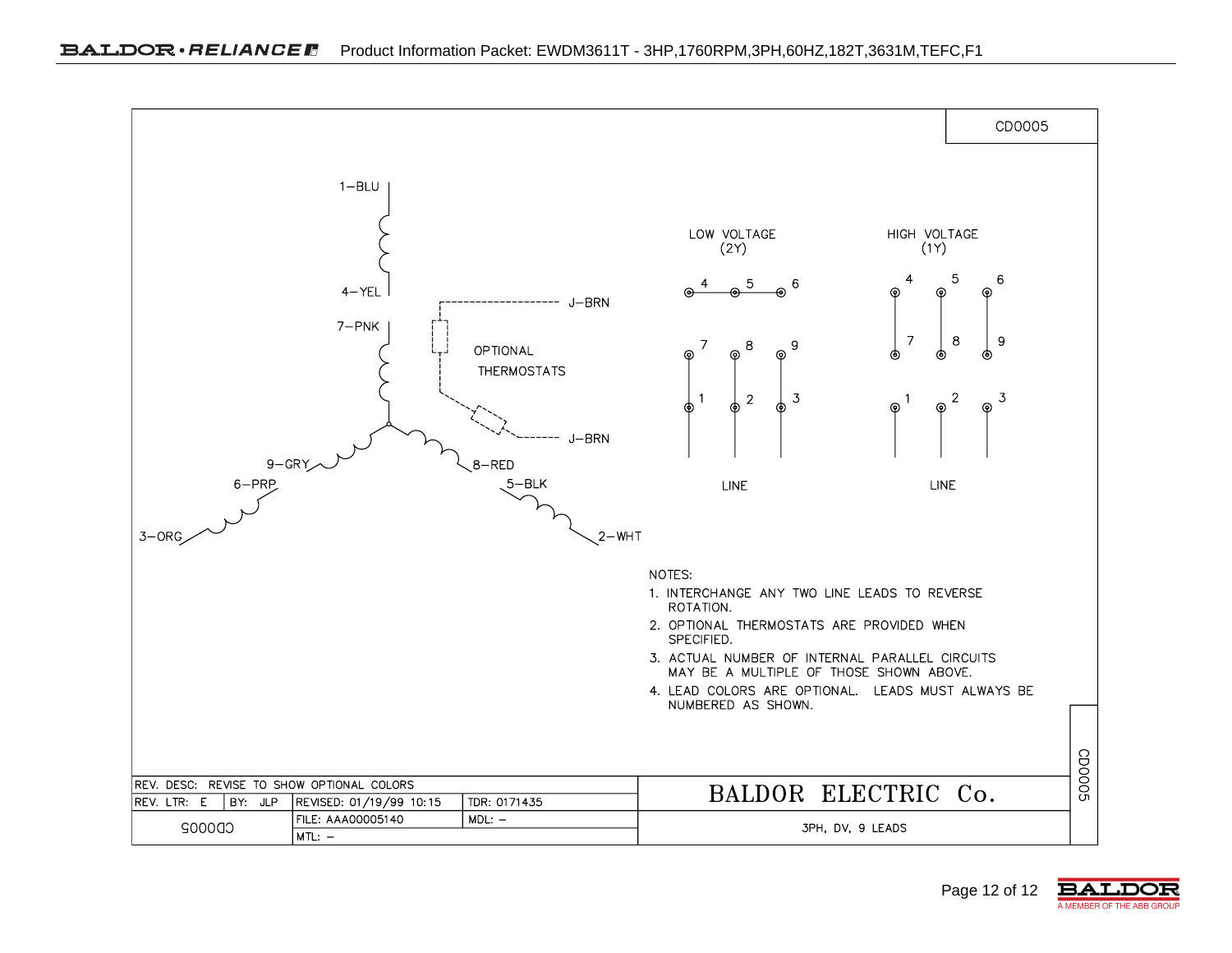CD0005

1–BLU

4–YEL

7–PNK

J–BRN

OPTIONAL

THERMOSTATS

J–BRN

9–GRY

8–RED

6–PRP

5–BLK

3–ORG

2–WHT

LOW VOLTAGE
(2Y)

4 5 6

7 8 9

1 2 3

LINE

HIGH VOLTAGE
(1Y)

4 5 6

7 8 9

1 2 3

LINE

NOTES:

1. INTERCHANGE ANY TWO LINE LEADS TO REVERSE ROTATION.
2. OPTIONAL THERMOSTATS ARE PROVIDED WHEN SPECIFIED.
3. ACTUAL NUMBER OF INTERNAL PARALLEL CIRCUITS MAY BE A MULTIPLE OF THOSE SHOWN ABOVE.
4. LEAD COLORS ARE OPTIONAL. LEADS MUST ALWAYS BE NUMBERED AS SHOWN.

| | | | | |
|---|---|---|---|---|
| REV. DESC: REVISE TO SHOW OPTIONAL COLORS | | | | BALDOR ELECTRIC Co. |
| REV. LTR: E | BY: JLP | REVISED: 01/19/99 10:15 | TDR: 0171435 | |
| CD0005 | | FILE: AAA00005140 | MDL: – | 3PH, DV, 9 LEADS |
| | | MTL: – | | |

CD0005